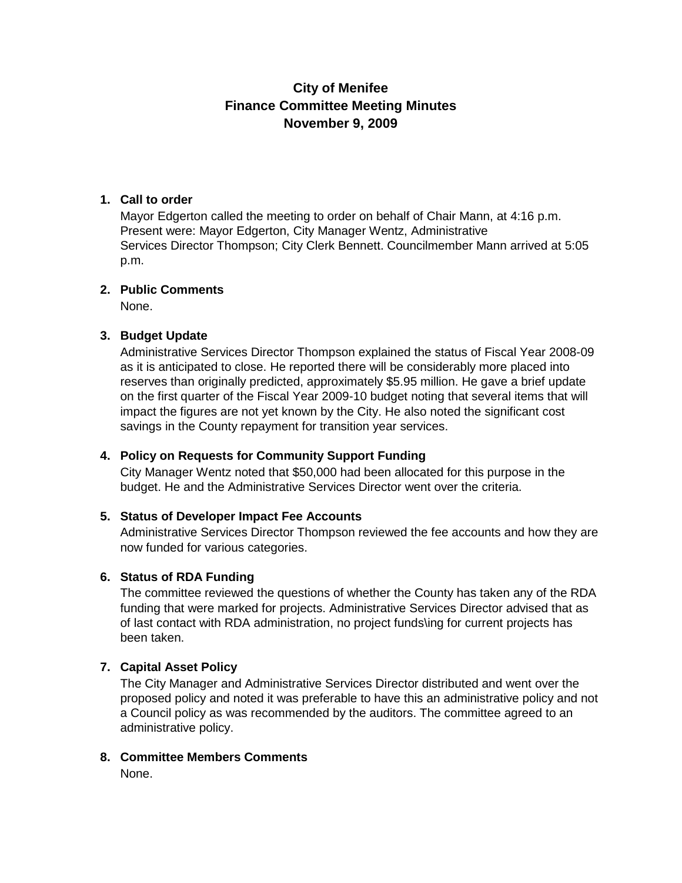# City of Menifee
# Finance Committee Meeting Minutes
# November 9, 2009

1. **Call to order**
   Mayor Edgerton called the meeting to order on behalf of Chair Mann, at 4:16 p.m. Present were: Mayor Edgerton, City Manager Wentz, Administrative Services Director Thompson; City Clerk Bennett. Councilmember Mann arrived at 5:05 p.m.

2. **Public Comments**
   None.

3. **Budget Update**
   Administrative Services Director Thompson explained the status of Fiscal Year 2008-09 as it is anticipated to close. He reported there will be considerably more placed into reserves than originally predicted, approximately $5.95 million. He gave a brief update on the first quarter of the Fiscal Year 2009-10 budget noting that several items that will impact the figures are not yet known by the City. He also noted the significant cost savings in the County repayment for transition year services.

4. **Policy on Requests for Community Support Funding**
   City Manager Wentz noted that $50,000 had been allocated for this purpose in the budget. He and the Administrative Services Director went over the criteria.

5. **Status of Developer Impact Fee Accounts**
   Administrative Services Director Thompson reviewed the fee accounts and how they are now funded for various categories.

6. **Status of RDA Funding**
   The committee reviewed the questions of whether the County has taken any of the RDA funding that were marked for projects. Administrative Services Director advised that as of last contact with RDA administration, no project funds\ing for current projects has been taken.

7. **Capital Asset Policy**
   The City Manager and Administrative Services Director distributed and went over the proposed policy and noted it was preferable to have this an administrative policy and not a Council policy as was recommended by the auditors. The committee agreed to an administrative policy.

8. **Committee Members Comments**
   None.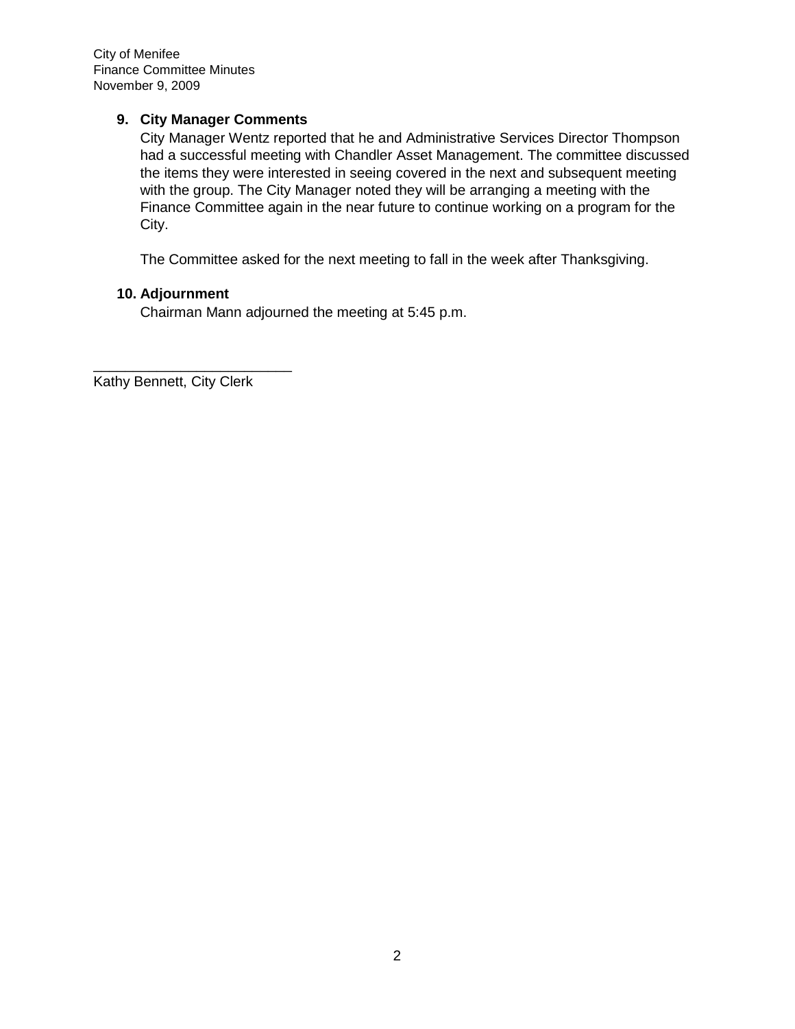**9. City Manager Comments**

City Manager Wentz reported that he and Administrative Services Director Thompson had a successful meeting with Chandler Asset Management. The committee discussed the items they were interested in seeing covered in the next and subsequent meeting with the group. The City Manager noted they will be arranging a meeting with the Finance Committee again in the near future to continue working on a program for the City.

The Committee asked for the next meeting to fall in the week after Thanksgiving.

**10. Adjournment**

Chairman Mann adjourned the meeting at 5:45 p.m.

\_\_\_\_\_\_\_\_\_\_\_\_\_\_\_\_\_\_\_\_\_\_\_\_\_\_

Kathy Bennett, City Clerk